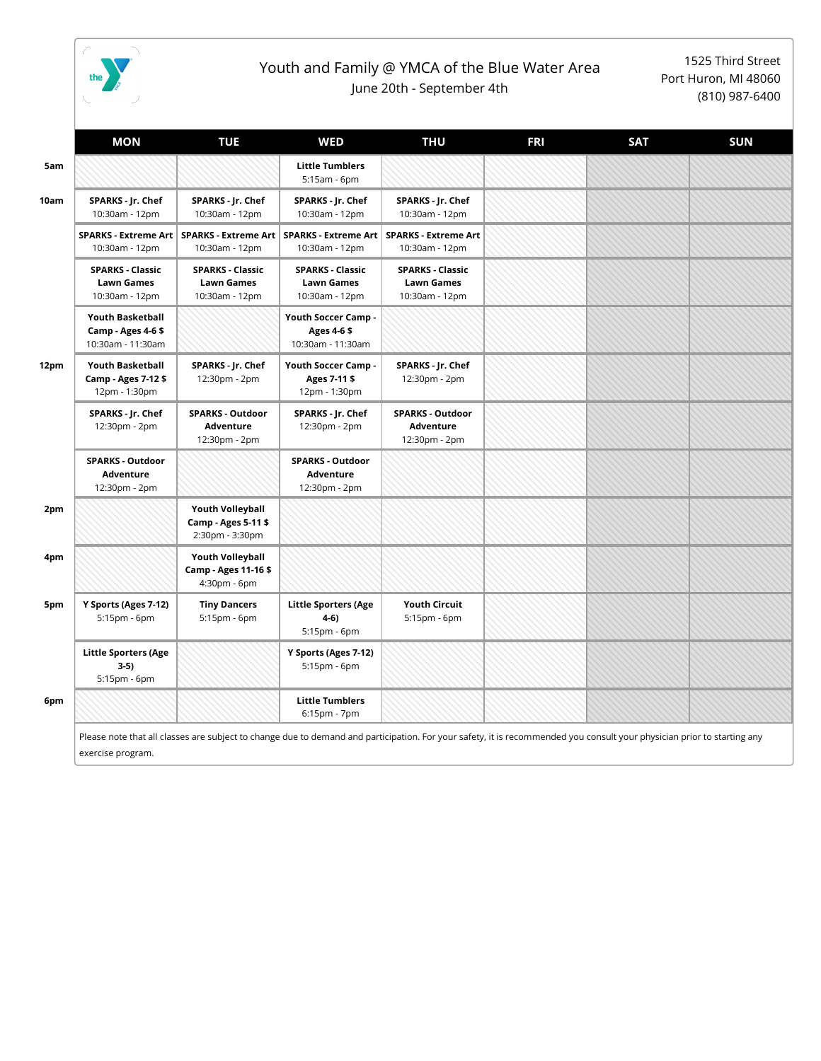# Youth and Family @ YMCA of the Blue Water Area

June 20th - September 4th

1525 Third Street
Port Huron, MI 48060
(810) 987-6400

| | MON | TUE | WED | THU | FRI | SAT | SUN |
|---|---|---|---|---|---|---|---|
| 5am | | | **Little Tumblers** 5:15am - 6pm | | | | |
| 10am | **SPARKS - Jr. Chef** 10:30am - 12pm | **SPARKS - Jr. Chef** 10:30am - 12pm | **SPARKS - Jr. Chef** 10:30am - 12pm | **SPARKS - Jr. Chef** 10:30am - 12pm | | | |
| | **SPARKS - Extreme Art** 10:30am - 12pm | **SPARKS - Extreme Art** 10:30am - 12pm | **SPARKS - Extreme Art** 10:30am - 12pm | **SPARKS - Extreme Art** 10:30am - 12pm | | | |
| | **SPARKS - Classic Lawn Games** 10:30am - 12pm | **SPARKS - Classic Lawn Games** 10:30am - 12pm | **SPARKS - Classic Lawn Games** 10:30am - 12pm | **SPARKS - Classic Lawn Games** 10:30am - 12pm | | | |
| | **Youth Basketball Camp - Ages 4-6 $** 10:30am - 11:30am | | **Youth Soccer Camp - Ages 4-6 $** 10:30am - 11:30am | | | | |
| 12pm | **Youth Basketball Camp - Ages 7-12 $** 12pm - 1:30pm | **SPARKS - Jr. Chef** 12:30pm - 2pm | **Youth Soccer Camp - Ages 7-11 $** 12pm - 1:30pm | **SPARKS - Jr. Chef** 12:30pm - 2pm | | | |
| | **SPARKS - Jr. Chef** 12:30pm - 2pm | **SPARKS - Outdoor Adventure** 12:30pm - 2pm | **SPARKS - Jr. Chef** 12:30pm - 2pm | **SPARKS - Outdoor Adventure** 12:30pm - 2pm | | | |
| | **SPARKS - Outdoor Adventure** 12:30pm - 2pm | | **SPARKS - Outdoor Adventure** 12:30pm - 2pm | | | | |
| 2pm | | **Youth Volleyball Camp - Ages 5-11 $** 2:30pm - 3:30pm | | | | | |
| 4pm | | **Youth Volleyball Camp - Ages 11-16 $** 4:30pm - 6pm | | | | | |
| 5pm | **Y Sports (Ages 7-12)** 5:15pm - 6pm | **Tiny Dancers** 5:15pm - 6pm | **Little Sporters (Age 4-6)** 5:15pm - 6pm | **Youth Circuit** 5:15pm - 6pm | | | |
| | **Little Sporters (Age 3-5)** 5:15pm - 6pm | | **Y Sports (Ages 7-12)** 5:15pm - 6pm | | | | |
| 6pm | | | **Little Tumblers** 6:15pm - 7pm | | | | |

Please note that all classes are subject to change due to demand and participation. For your safety, it is recommended you consult your physician prior to starting any exercise program.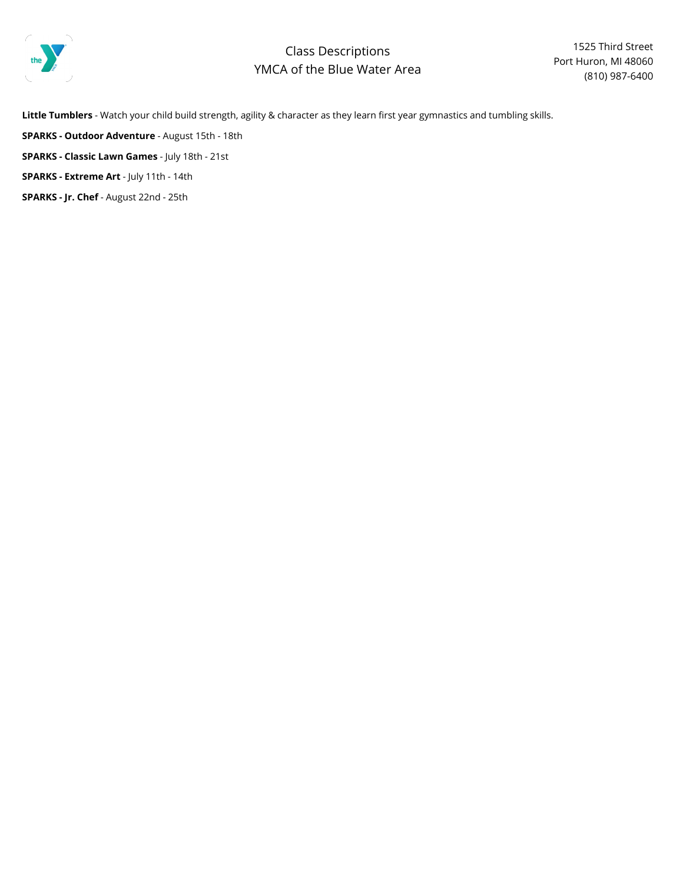**Little Tumblers** - Watch your child build strength, agility & character as they learn first year gymnastics and tumbling skills.

**SPARKS - Outdoor Adventure** - August 15th - 18th

**SPARKS - Classic Lawn Games** - July 18th - 21st

**SPARKS - Extreme Art** - July 11th - 14th

**SPARKS - Jr. Chef** - August 22nd - 25th